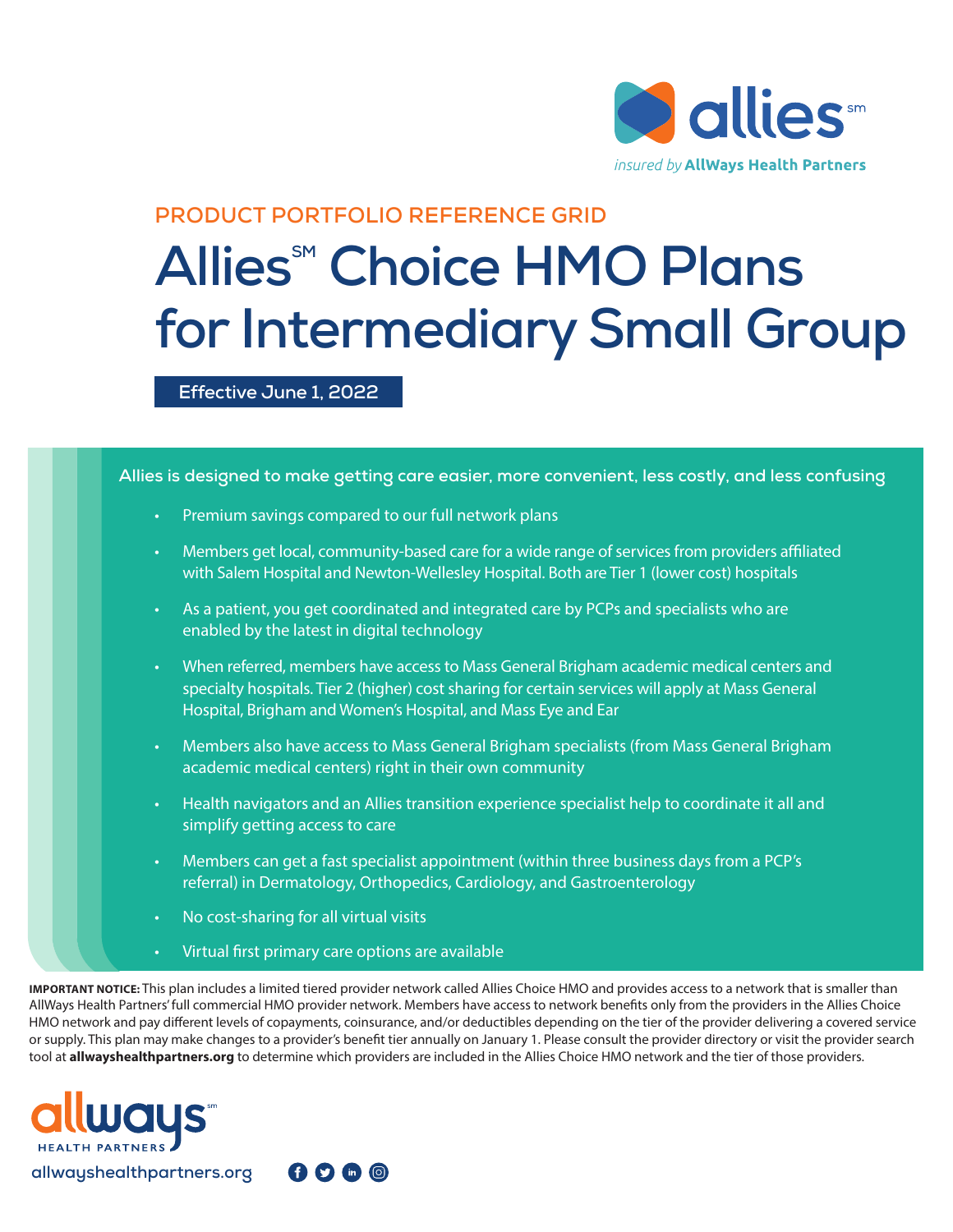allies[sm]

*insured by* **AllWays Health Partners**

PRODUCT PORTFOLIO REFERENCE GRID

# Allies[SM] Choice HMO Plans for Intermediary Small Group

**Effective June 1, 2022**

## Allies is designed to make getting care easier, more convenient, less costly, and less confusing

- Premium savings compared to our full network plans
- Members get local, community-based care for a wide range of services from providers affiliated with Salem Hospital and Newton-Wellesley Hospital. Both are Tier 1 (lower cost) hospitals
- As a patient, you get coordinated and integrated care by PCPs and specialists who are enabled by the latest in digital technology
- When referred, members have access to Mass General Brigham academic medical centers and specialty hospitals. Tier 2 (higher) cost sharing for certain services will apply at Mass General Hospital, Brigham and Women's Hospital, and Mass Eye and Ear
- Members also have access to Mass General Brigham specialists (from Mass General Brigham academic medical centers) right in their own community
- Health navigators and an Allies transition experience specialist help to coordinate it all and simplify getting access to care
- Members can get a fast specialist appointment (within three business days from a PCP's referral) in Dermatology, Orthopedics, Cardiology, and Gastroenterology
- No cost-sharing for all virtual visits
- Virtual first primary care options are available

**IMPORTANT NOTICE:** This plan includes a limited tiered provider network called Allies Choice HMO and provides access to a network that is smaller than AllWays Health Partners' full commercial HMO provider network. Members have access to network benefits only from the providers in the Allies Choice HMO network and pay different levels of copayments, coinsurance, and/or deductibles depending on the tier of the provider delivering a covered service or supply. This plan may make changes to a provider's benefit tier annually on January 1. Please consult the provider directory or visit the provider search tool at **allwayshealthpartners.org** to determine which providers are included in the Allies Choice HMO network and the tier of those providers.

allways[sm] HEALTH PARTNERS

allwayshealthpartners.org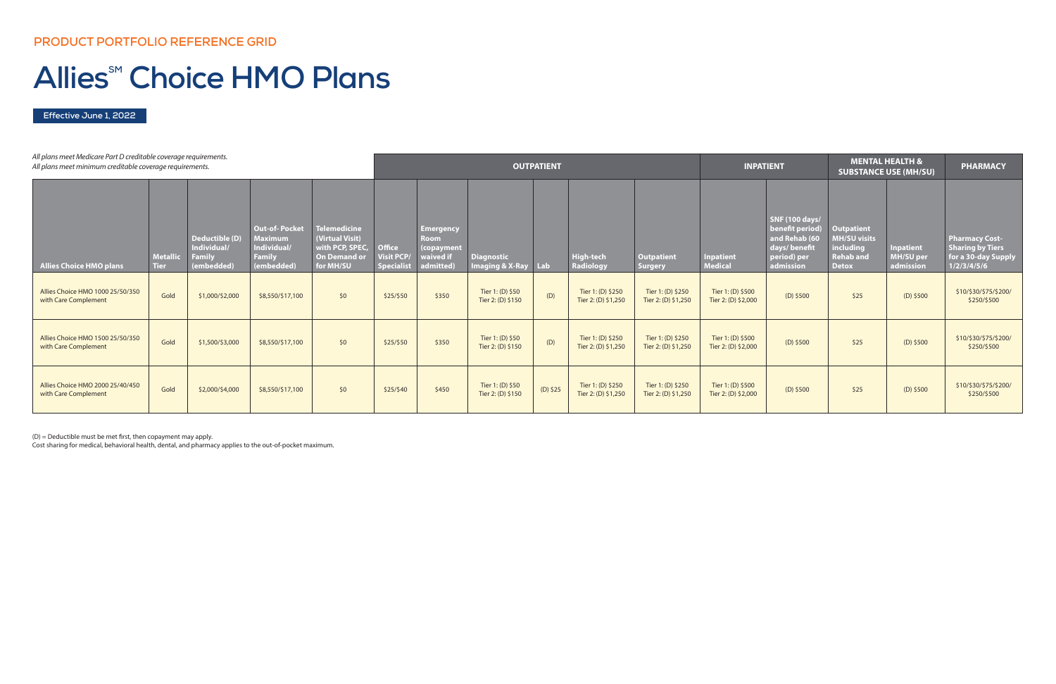## PRODUCT PORTFOLIO REFERENCE GRID

# Allies℠ Choice HMO Plans

Effective June 1, 2022

*All plans meet Medicare Part D creditable coverage requirements.*
*All plans meet minimum creditable coverage requirements.*

| | | | | | OUTPATIENT | | | | | | INPATIENT | | MENTAL HEALTH & SUBSTANCE USE (MH/SU) | | PHARMACY |
|---|---|---|---|---|---|---|---|---|---|---|---|---|---|---|---|
| **Allies Choice HMO plans** | **Metallic Tier** | **Deductible (D) Individual/ Family (embedded)** | **Out-of- Pocket Maximum Individual/ Family (embedded)** | **Telemedicine (Virtual Visit) with PCP, SPEC, On Demand or for MH/SU** | **Office Visit PCP/ Specialist** | **Emergency Room (copayment waived if admitted)** | **Diagnostic Imaging & X-Ray** | **Lab** | **High-tech Radiology** | **Outpatient Surgery** | **Inpatient Medical** | **SNF (100 days/ benefit period) and Rehab (60 days/ benefit period) per admission** | **Outpatient MH/SU visits including Rehab and Detox** | **Inpatient MH/SU per admission** | **Pharmacy Cost-Sharing by Tiers for a 30-day Supply 1/2/3/4/5/6** |
| Allies Choice HMO 1000 25/50/350 with Care Complement | Gold | $1,000/$2,000 | $8,550/$17,100 | $0 | $25/$50 | $350 | Tier 1: (D) $50 Tier 2: (D) $150 | (D) | Tier 1: (D) $250 Tier 2: (D) $1,250 | Tier 1: (D) $250 Tier 2: (D) $1,250 | Tier 1: (D) $500 Tier 2: (D) $2,000 | (D) $500 | $25 | (D) $500 | $10/$30/$75/$200/ $250/$500 |
| Allies Choice HMO 1500 25/50/350 with Care Complement | Gold | $1,500/$3,000 | $8,550/$17,100 | $0 | $25/$50 | $350 | Tier 1: (D) $50 Tier 2: (D) $150 | (D) | Tier 1: (D) $250 Tier 2: (D) $1,250 | Tier 1: (D) $250 Tier 2: (D) $1,250 | Tier 1: (D) $500 Tier 2: (D) $2,000 | (D) $500 | $25 | (D) $500 | $10/$30/$75/$200/ $250/$500 |
| Allies Choice HMO 2000 25/40/450 with Care Complement | Gold | $2,000/$4,000 | $8,550/$17,100 | $0 | $25/$40 | $450 | Tier 1: (D) $50 Tier 2: (D) $150 | (D) $25 | Tier 1: (D) $250 Tier 2: (D) $1,250 | Tier 1: (D) $250 Tier 2: (D) $1,250 | Tier 1: (D) $500 Tier 2: (D) $2,000 | (D) $500 | $25 | (D) $500 | $10/$30/$75/$200/ $250/$500 |

(D) = Deductible must be met first, then copayment may apply.
Cost sharing for medical, behavioral health, dental, and pharmacy applies to the out-of-pocket maximum.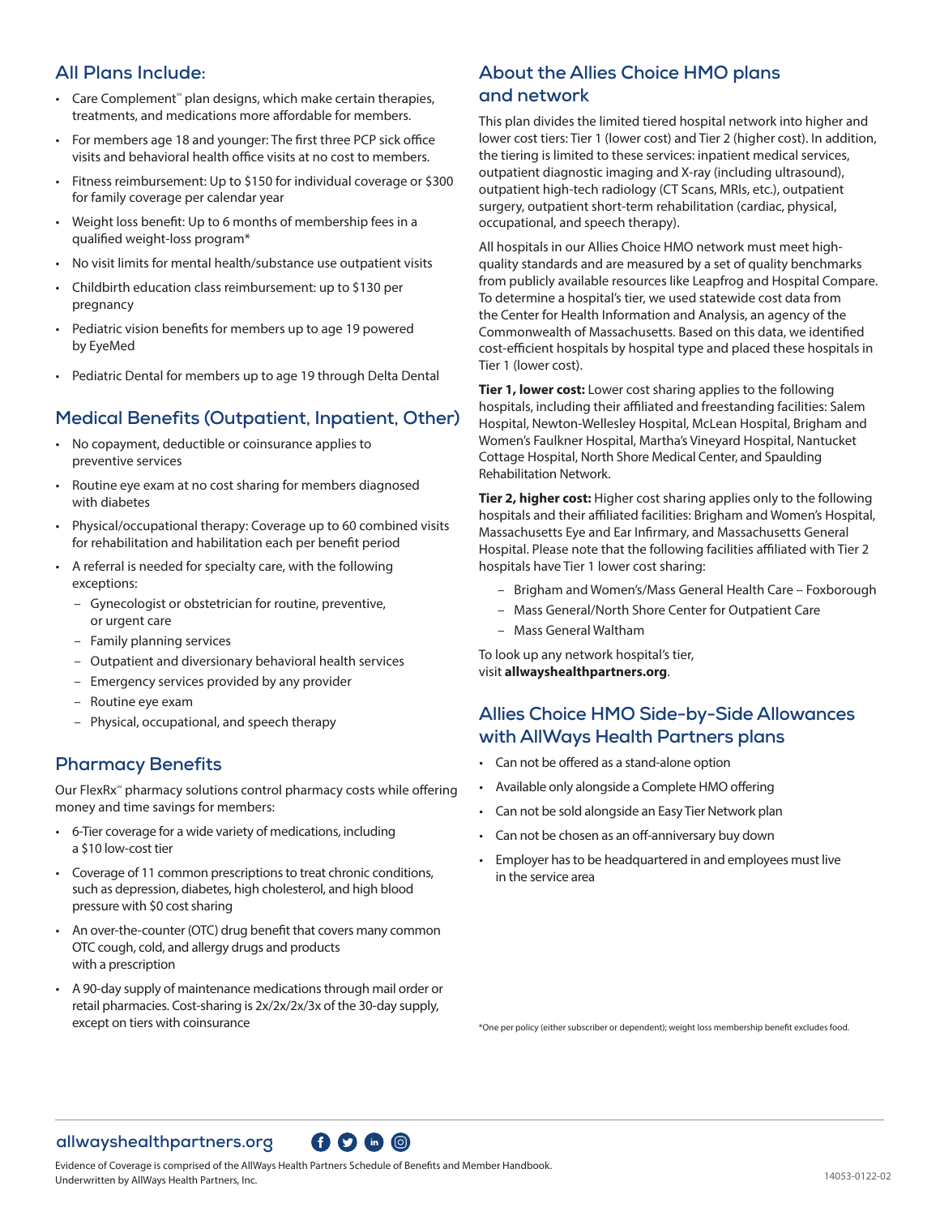## All Plans Include:

- Care Complement℠ plan designs, which make certain therapies, treatments, and medications more affordable for members.
- For members age 18 and younger: The first three PCP sick office visits and behavioral health office visits at no cost to members.
- Fitness reimbursement: Up to $150 for individual coverage or $300 for family coverage per calendar year
- Weight loss benefit: Up to 6 months of membership fees in a qualified weight-loss program*
- No visit limits for mental health/substance use outpatient visits
- Childbirth education class reimbursement: up to $130 per pregnancy
- Pediatric vision benefits for members up to age 19 powered by EyeMed
- Pediatric Dental for members up to age 19 through Delta Dental

## Medical Benefits (Outpatient, Inpatient, Other)

- No copayment, deductible or coinsurance applies to preventive services
- Routine eye exam at no cost sharing for members diagnosed with diabetes
- Physical/occupational therapy: Coverage up to 60 combined visits for rehabilitation and habilitation each per benefit period
- A referral is needed for specialty care, with the following exceptions:
  - Gynecologist or obstetrician for routine, preventive, or urgent care
  - Family planning services
  - Outpatient and diversionary behavioral health services
  - Emergency services provided by any provider
  - Routine eye exam
  - Physical, occupational, and speech therapy

## Pharmacy Benefits

Our FlexRx℠ pharmacy solutions control pharmacy costs while offering money and time savings for members:

- 6-Tier coverage for a wide variety of medications, including a $10 low-cost tier
- Coverage of 11 common prescriptions to treat chronic conditions, such as depression, diabetes, high cholesterol, and high blood pressure with $0 cost sharing
- An over-the-counter (OTC) drug benefit that covers many common OTC cough, cold, and allergy drugs and products with a prescription
- A 90-day supply of maintenance medications through mail order or retail pharmacies. Cost-sharing is 2x/2x/2x/3x of the 30-day supply, except on tiers with coinsurance

## About the Allies Choice HMO plans and network

This plan divides the limited tiered hospital network into higher and lower cost tiers: Tier 1 (lower cost) and Tier 2 (higher cost). In addition, the tiering is limited to these services: inpatient medical services, outpatient diagnostic imaging and X-ray (including ultrasound), outpatient high-tech radiology (CT Scans, MRIs, etc.), outpatient surgery, outpatient short-term rehabilitation (cardiac, physical, occupational, and speech therapy).

All hospitals in our Allies Choice HMO network must meet high-quality standards and are measured by a set of quality benchmarks from publicly available resources like Leapfrog and Hospital Compare. To determine a hospital's tier, we used statewide cost data from the Center for Health Information and Analysis, an agency of the Commonwealth of Massachusetts. Based on this data, we identified cost-efficient hospitals by hospital type and placed these hospitals in Tier 1 (lower cost).

**Tier 1, lower cost:** Lower cost sharing applies to the following hospitals, including their affiliated and freestanding facilities: Salem Hospital, Newton-Wellesley Hospital, McLean Hospital, Brigham and Women's Faulkner Hospital, Martha's Vineyard Hospital, Nantucket Cottage Hospital, North Shore Medical Center, and Spaulding Rehabilitation Network.

**Tier 2, higher cost:** Higher cost sharing applies only to the following hospitals and their affiliated facilities: Brigham and Women's Hospital, Massachusetts Eye and Ear Infirmary, and Massachusetts General Hospital. Please note that the following facilities affiliated with Tier 2 hospitals have Tier 1 lower cost sharing:

- Brigham and Women's/Mass General Health Care – Foxborough
- Mass General/North Shore Center for Outpatient Care
- Mass General Waltham

To look up any network hospital's tier, visit **allwayshealthpartners.org**.

## Allies Choice HMO Side-by-Side Allowances with AllWays Health Partners plans

- Can not be offered as a stand-alone option
- Available only alongside a Complete HMO offering
- Can not be sold alongside an Easy Tier Network plan
- Can not be chosen as an off-anniversary buy down
- Employer has to be headquartered in and employees must live in the service area

*One per policy (either subscriber or dependent); weight loss membership benefit excludes food.

allwayshealthpartners.org

Evidence of Coverage is comprised of the AllWays Health Partners Schedule of Benefits and Member Handbook.
Underwritten by AllWays Health Partners, Inc.

14053-0122-02